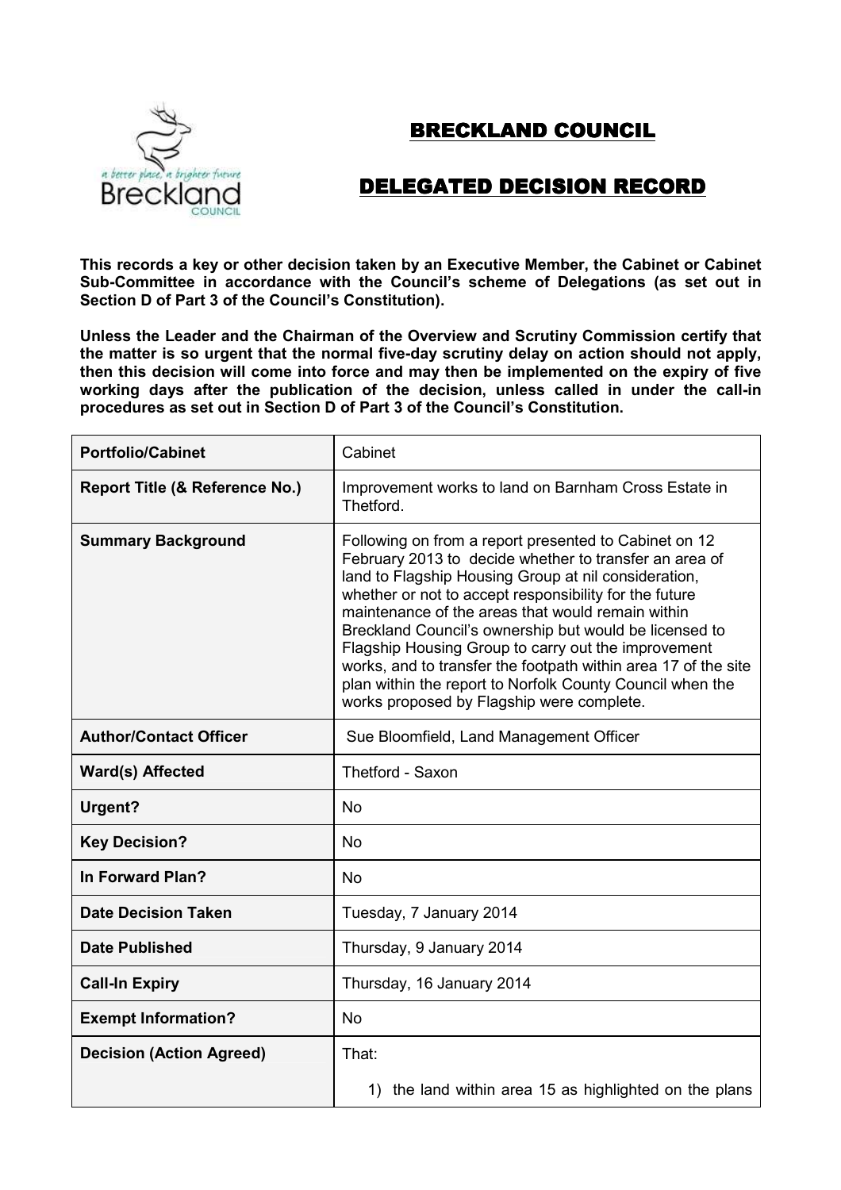# BRECKLAND COUNCIL

# DELEGATED DECISION RECORD

**This records a key or other decision taken by an Executive Member, the Cabinet or Cabinet Sub-Committee in accordance with the Council's scheme of Delegations (as set out in Section D of Part 3 of the Council's Constitution).**

**Unless the Leader and the Chairman of the Overview and Scrutiny Commission certify that the matter is so urgent that the normal five-day scrutiny delay on action should not apply, then this decision will come into force and may then be implemented on the expiry of five working days after the publication of the decision, unless called in under the call-in procedures as set out in Section D of Part 3 of the Council's Constitution.**

| | |
|---|---|
| **Portfolio/Cabinet** | Cabinet |
| **Report Title (& Reference No.)** | Improvement works to land on Barnham Cross Estate in Thetford. |
| **Summary Background** | Following on from a report presented to Cabinet on 12 February 2013 to decide whether to transfer an area of land to Flagship Housing Group at nil consideration, whether or not to accept responsibility for the future maintenance of the areas that would remain within Breckland Council's ownership but would be licensed to Flagship Housing Group to carry out the improvement works, and to transfer the footpath within area 17 of the site plan within the report to Norfolk County Council when the works proposed by Flagship were complete. |
| **Author/Contact Officer** | Sue Bloomfield, Land Management Officer |
| **Ward(s) Affected** | Thetford - Saxon |
| **Urgent?** | No |
| **Key Decision?** | No |
| **In Forward Plan?** | No |
| **Date Decision Taken** | Tuesday, 7 January 2014 |
| **Date Published** | Thursday, 9 January 2014 |
| **Call-In Expiry** | Thursday, 16 January 2014 |
| **Exempt Information?** | No |
| **Decision (Action Agreed)** | That:<br><br>1) the land within area 15 as highlighted on the plans |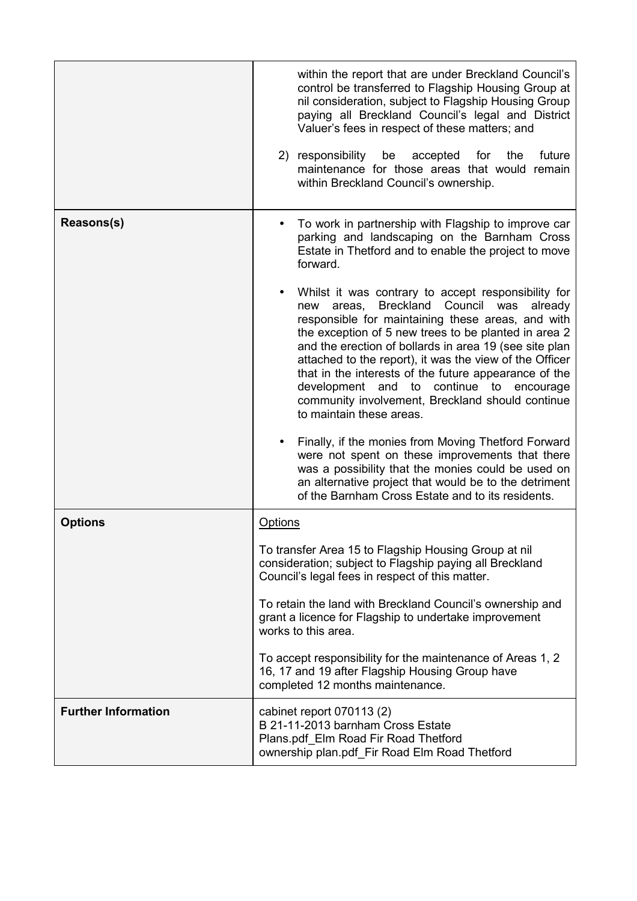| | |
|---|---|
| | within the report that are under Breckland Council's control be transferred to Flagship Housing Group at nil consideration, subject to Flagship Housing Group paying all Breckland Council's legal and District Valuer's fees in respect of these matters; and<br><br>2) responsibility be accepted for the future maintenance for those areas that would remain within Breckland Council's ownership. |
| **Reasons(s)** | • To work in partnership with Flagship to improve car parking and landscaping on the Barnham Cross Estate in Thetford and to enable the project to move forward.<br><br>• Whilst it was contrary to accept responsibility for new areas, Breckland Council was already responsible for maintaining these areas, and with the exception of 5 new trees to be planted in area 2 and the erection of bollards in area 19 (see site plan attached to the report), it was the view of the Officer that in the interests of the future appearance of the development and to continue to encourage community involvement, Breckland should continue to maintain these areas.<br><br>• Finally, if the monies from Moving Thetford Forward were not spent on these improvements that there was a possibility that the monies could be used on an alternative project that would be to the detriment of the Barnham Cross Estate and to its residents. |
| **Options** | Options<br><br>To transfer Area 15 to Flagship Housing Group at nil consideration; subject to Flagship paying all Breckland Council's legal fees in respect of this matter.<br><br>To retain the land with Breckland Council's ownership and grant a licence for Flagship to undertake improvement works to this area.<br><br>To accept responsibility for the maintenance of Areas 1, 2 16, 17 and 19 after Flagship Housing Group have completed 12 months maintenance. |
| **Further Information** | cabinet report 070113 (2)<br>B 21-11-2013 barnham Cross Estate<br>Plans.pdf_Elm Road Fir Road Thetford<br>ownership plan.pdf_Fir Road Elm Road Thetford |